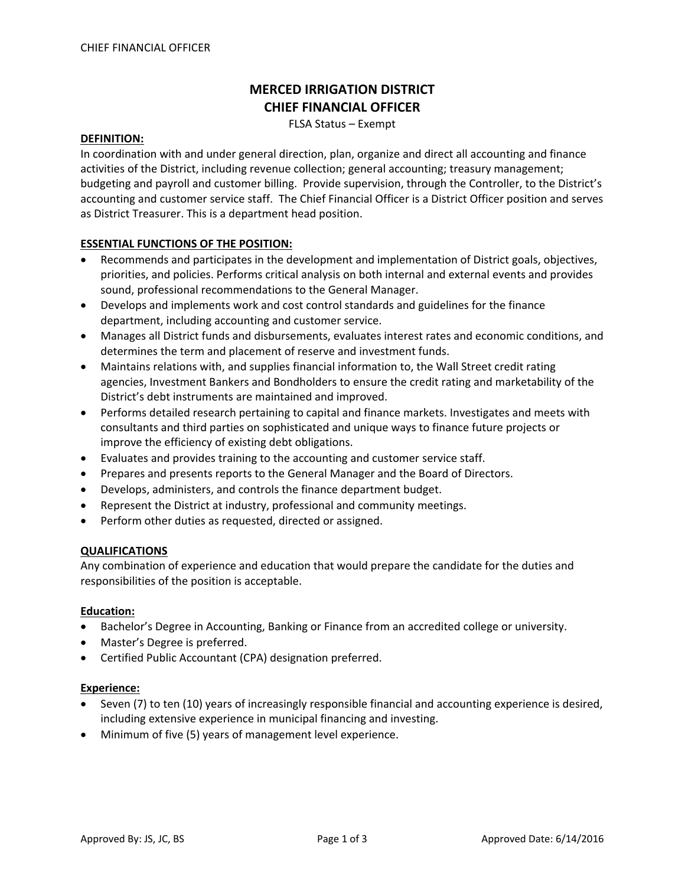# MERCED IRRIGATION DISTRICT
# CHIEF FINANCIAL OFFICER

FLSA Status – Exempt

## DEFINITION:

In coordination with and under general direction, plan, organize and direct all accounting and finance activities of the District, including revenue collection; general accounting; treasury management; budgeting and payroll and customer billing. Provide supervision, through the Controller, to the District's accounting and customer service staff. The Chief Financial Officer is a District Officer position and serves as District Treasurer. This is a department head position.

## ESSENTIAL FUNCTIONS OF THE POSITION:

- Recommends and participates in the development and implementation of District goals, objectives, priorities, and policies. Performs critical analysis on both internal and external events and provides sound, professional recommendations to the General Manager.
- Develops and implements work and cost control standards and guidelines for the finance department, including accounting and customer service.
- Manages all District funds and disbursements, evaluates interest rates and economic conditions, and determines the term and placement of reserve and investment funds.
- Maintains relations with, and supplies financial information to, the Wall Street credit rating agencies, Investment Bankers and Bondholders to ensure the credit rating and marketability of the District's debt instruments are maintained and improved.
- Performs detailed research pertaining to capital and finance markets. Investigates and meets with consultants and third parties on sophisticated and unique ways to finance future projects or improve the efficiency of existing debt obligations.
- Evaluates and provides training to the accounting and customer service staff.
- Prepares and presents reports to the General Manager and the Board of Directors.
- Develops, administers, and controls the finance department budget.
- Represent the District at industry, professional and community meetings.
- Perform other duties as requested, directed or assigned.

## QUALIFICATIONS

Any combination of experience and education that would prepare the candidate for the duties and responsibilities of the position is acceptable.

### Education:

- Bachelor's Degree in Accounting, Banking or Finance from an accredited college or university.
- Master's Degree is preferred.
- Certified Public Accountant (CPA) designation preferred.

### Experience:

- Seven (7) to ten (10) years of increasingly responsible financial and accounting experience is desired, including extensive experience in municipal financing and investing.
- Minimum of five (5) years of management level experience.

Approved By: JS, JC, BS Approved Date: 6/14/2016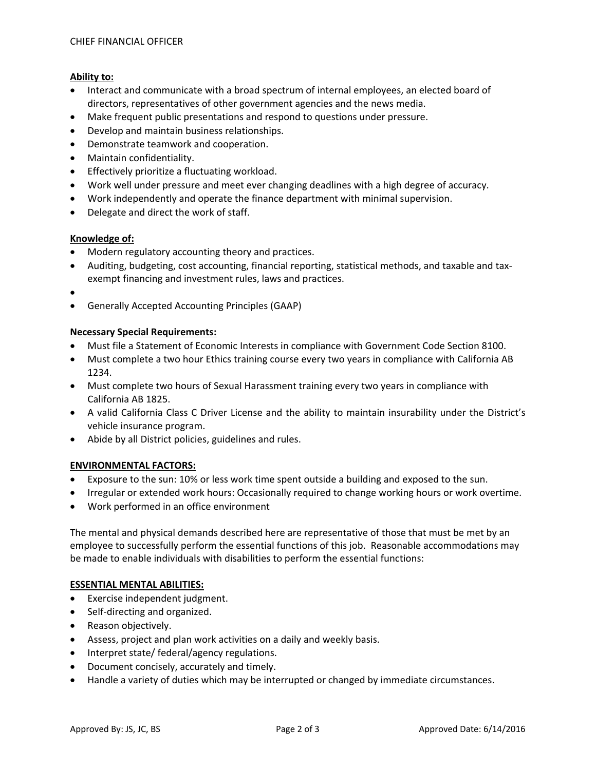**Ability to:**

- Interact and communicate with a broad spectrum of internal employees, an elected board of directors, representatives of other government agencies and the news media.
- Make frequent public presentations and respond to questions under pressure.
- Develop and maintain business relationships.
- Demonstrate teamwork and cooperation.
- Maintain confidentiality.
- Effectively prioritize a fluctuating workload.
- Work well under pressure and meet ever changing deadlines with a high degree of accuracy.
- Work independently and operate the finance department with minimal supervision.
- Delegate and direct the work of staff.

**Knowledge of:**

- Modern regulatory accounting theory and practices.
- Auditing, budgeting, cost accounting, financial reporting, statistical methods, and taxable and tax-exempt financing and investment rules, laws and practices.
- 
- Generally Accepted Accounting Principles (GAAP)

**Necessary Special Requirements:**

- Must file a Statement of Economic Interests in compliance with Government Code Section 8100.
- Must complete a two hour Ethics training course every two years in compliance with California AB 1234.
- Must complete two hours of Sexual Harassment training every two years in compliance with California AB 1825.
- A valid California Class C Driver License and the ability to maintain insurability under the District's vehicle insurance program.
- Abide by all District policies, guidelines and rules.

**ENVIRONMENTAL FACTORS:**

- Exposure to the sun: 10% or less work time spent outside a building and exposed to the sun.
- Irregular or extended work hours: Occasionally required to change working hours or work overtime.
- Work performed in an office environment

The mental and physical demands described here are representative of those that must be met by an employee to successfully perform the essential functions of this job. Reasonable accommodations may be made to enable individuals with disabilities to perform the essential functions:

**ESSENTIAL MENTAL ABILITIES:**

- Exercise independent judgment.
- Self-directing and organized.
- Reason objectively.
- Assess, project and plan work activities on a daily and weekly basis.
- Interpret state/ federal/agency regulations.
- Document concisely, accurately and timely.
- Handle a variety of duties which may be interrupted or changed by immediate circumstances.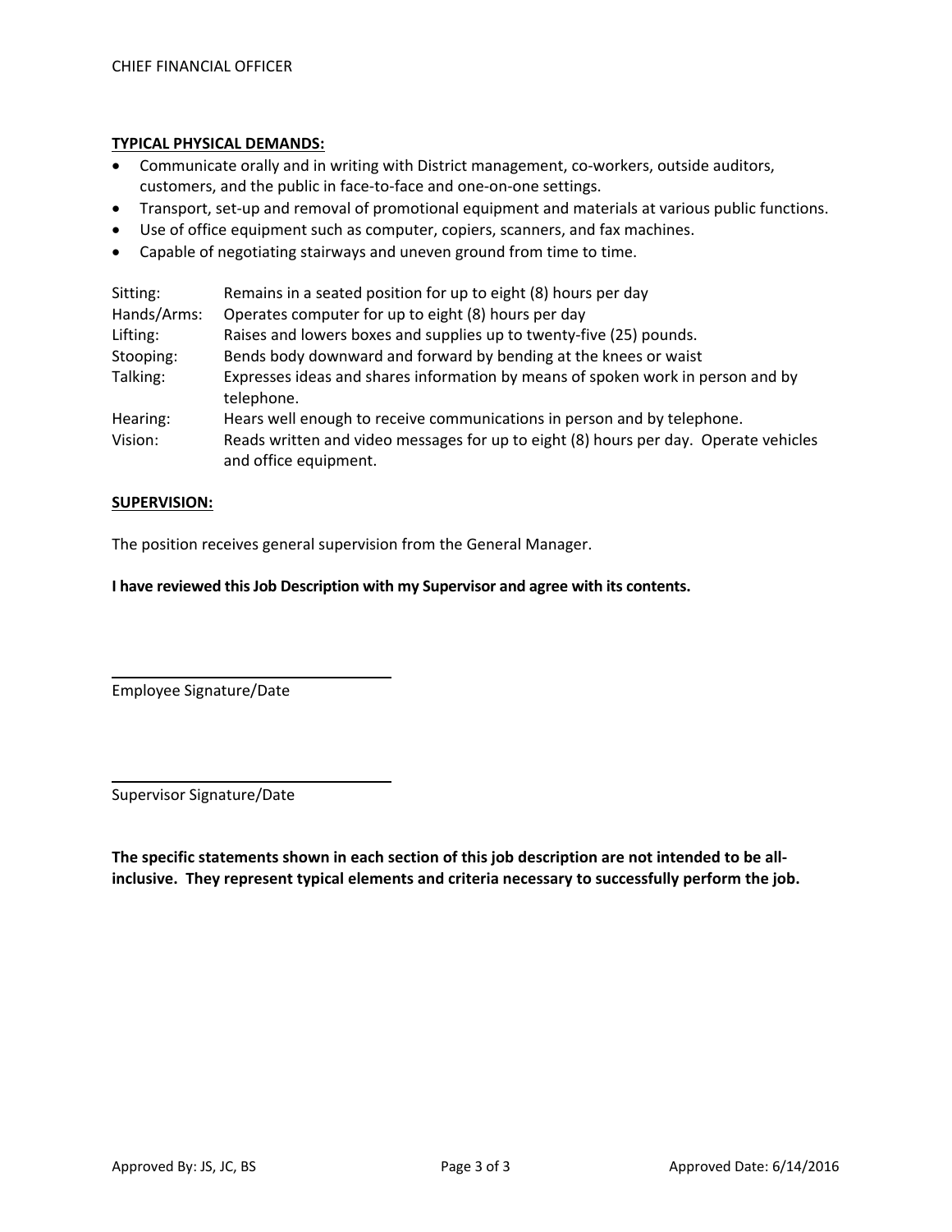**TYPICAL PHYSICAL DEMANDS:**

- Communicate orally and in writing with District management, co-workers, outside auditors, customers, and the public in face-to-face and one-on-one settings.
- Transport, set-up and removal of promotional equipment and materials at various public functions.
- Use of office equipment such as computer, copiers, scanners, and fax machines.
- Capable of negotiating stairways and uneven ground from time to time.

| | |
|---|---|
| Sitting: | Remains in a seated position for up to eight (8) hours per day |
| Hands/Arms: | Operates computer for up to eight (8) hours per day |
| Lifting: | Raises and lowers boxes and supplies up to twenty-five (25) pounds. |
| Stooping: | Bends body downward and forward by bending at the knees or waist |
| Talking: | Expresses ideas and shares information by means of spoken work in person and by telephone. |
| Hearing: | Hears well enough to receive communications in person and by telephone. |
| Vision: | Reads written and video messages for up to eight (8) hours per day. Operate vehicles and office equipment. |

**SUPERVISION:**

The position receives general supervision from the General Manager.

**I have reviewed this Job Description with my Supervisor and agree with its contents.**

\_\_\_\_\_\_\_\_\_\_\_\_\_\_\_\_\_\_\_\_\_\_\_\_\_\_\_\_\_\_\_\_
Employee Signature/Date

\_\_\_\_\_\_\_\_\_\_\_\_\_\_\_\_\_\_\_\_\_\_\_\_\_\_\_\_\_\_\_\_
Supervisor Signature/Date

**The specific statements shown in each section of this job description are not intended to be all-inclusive. They represent typical elements and criteria necessary to successfully perform the job.**

Approved By: JS, JC, BS | Approved Date: 6/14/2016